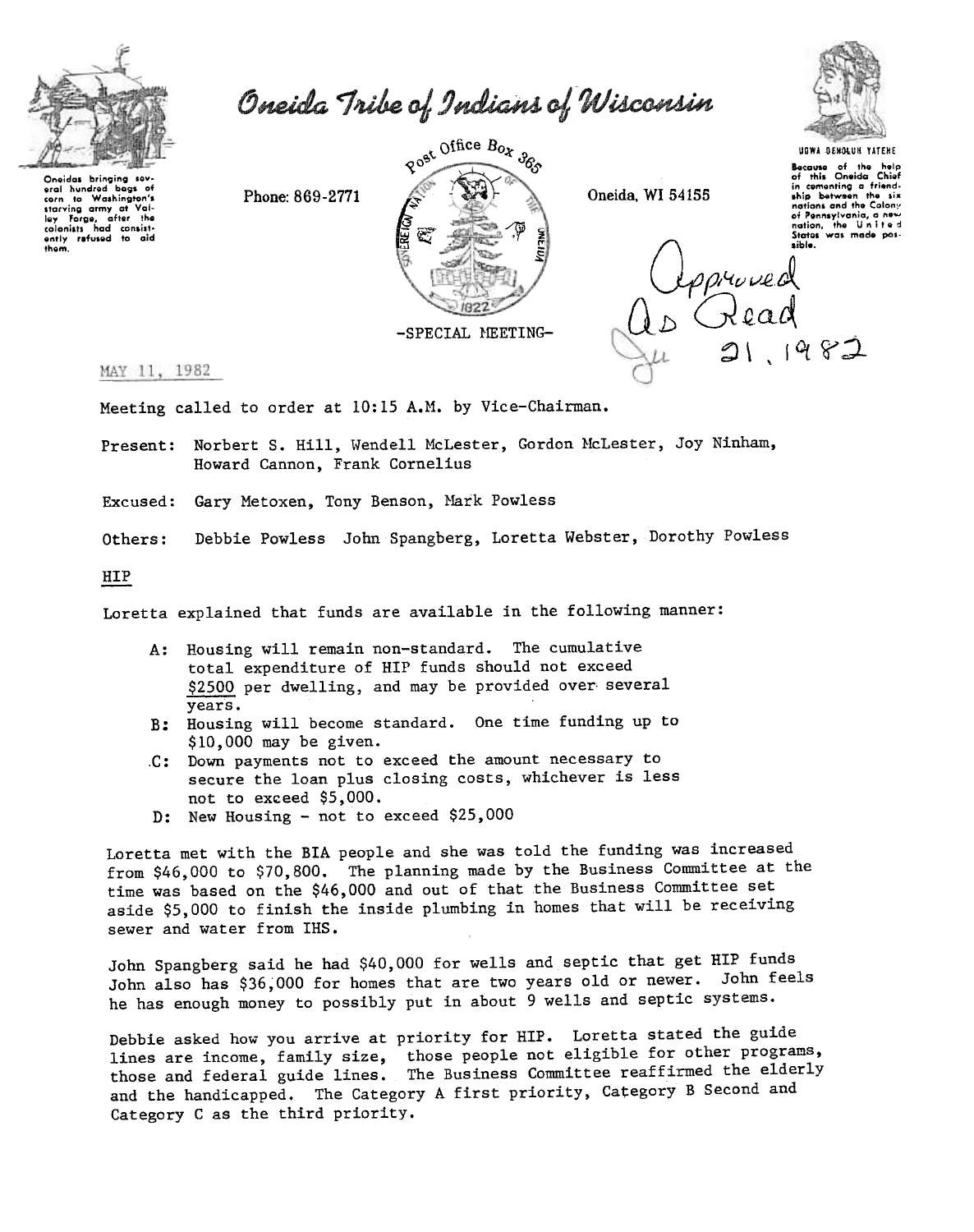# Oneida Tribe of Indians of Wisconsin

Oneidas bringing several hundred bags of corn to Washington's starving army at Valley Forge, after the colonists had consistently refused to aid them.

Phone: 869-2771

Post Office Box 365

Oneida, WI 54155

UGWA DEHOLUH YATEHE

Because of the help of this Oneida Chief in cementing a friendship between the six nations and the Colony of Pennsylvania, a new nation, the United States was made possible.

-SPECIAL MEETING-

Approved As Read Ju 21, 1982

MAY 11, 1982

Meeting called to order at 10:15 A.M. by Vice-Chairman.

Present: Norbert S. Hill, Wendell McLester, Gordon McLester, Joy Ninham, Howard Cannon, Frank Cornelius

Excused: Gary Metoxen, Tony Benson, Mark Powless

Others: Debbie Powless John Spangberg, Loretta Webster, Dorothy Powless

## HIP

Loretta explained that funds are available in the following manner:

- A: Housing will remain non-standard. The cumulative total expenditure of HIP funds should not exceed $2500 per dwelling, and may be provided over several years.
- B: Housing will become standard. One time funding up to $10,000 may be given.
- C: Down payments not to exceed the amount necessary to secure the loan plus closing costs, whichever is less not to exceed $5,000.
- D: New Housing - not to exceed $25,000

Loretta met with the BIA people and she was told the funding was increased from $46,000 to $70,800. The planning made by the Business Committee at the time was based on the $46,000 and out of that the Business Committee set aside $5,000 to finish the inside plumbing in homes that will be receiving sewer and water from IHS.

John Spangberg said he had $40,000 for wells and septic that get HIP funds John also has $36,000 for homes that are two years old or newer. John feels he has enough money to possibly put in about 9 wells and septic systems.

Debbie asked how you arrive at priority for HIP. Loretta stated the guide lines are income, family size, those people not eligible for other programs, those and federal guide lines. The Business Committee reaffirmed the elderly and the handicapped. The Category A first priority, Category B Second and Category C as the third priority.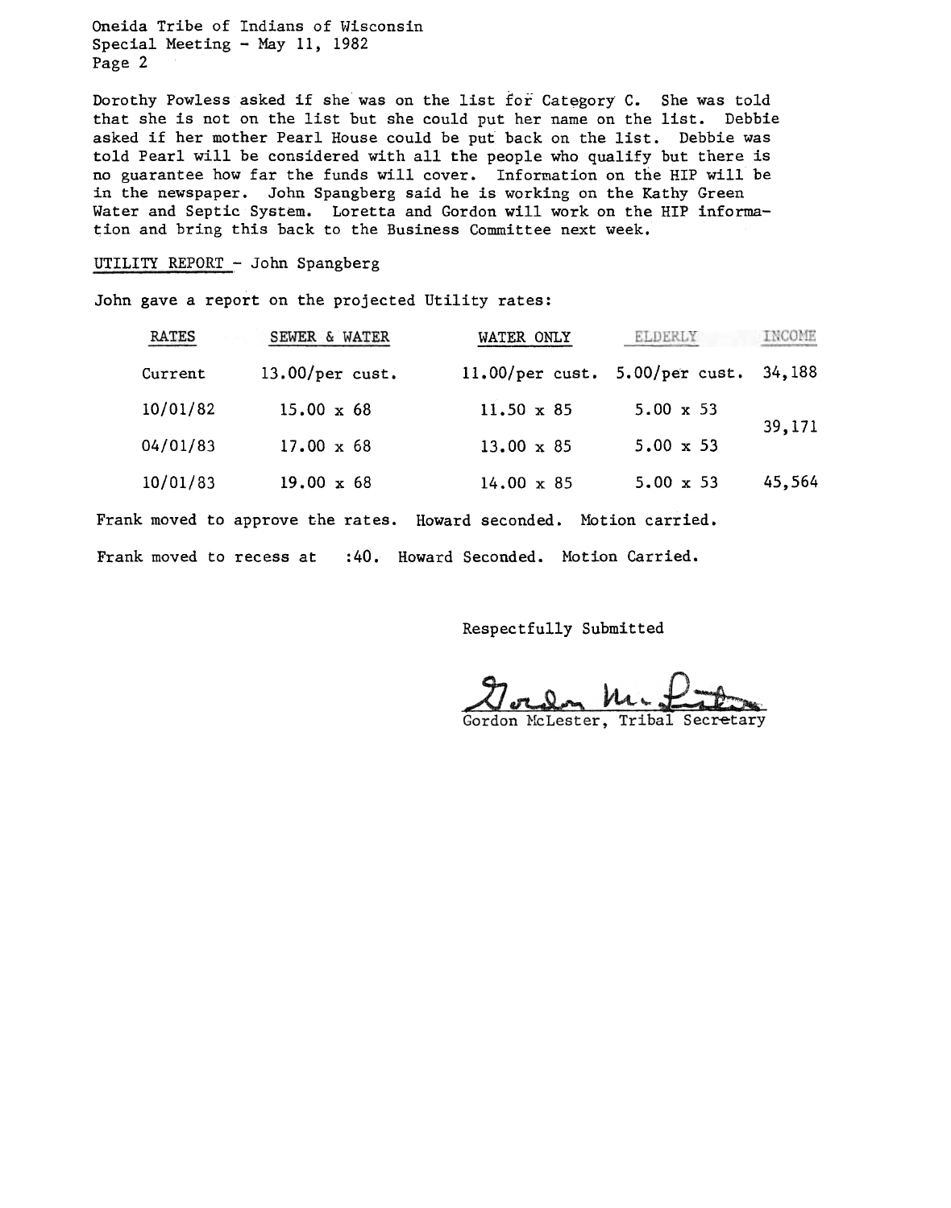Oneida Tribe of Indians of Wisconsin
Special Meeting - May 11, 1982
Page 2

Dorothy Powless asked if she was on the list for Category C. She was told that she is not on the list but she could put her name on the list. Debbie asked if her mother Pearl House could be put back on the list. Debbie was told Pearl will be considered with all the people who qualify but there is no guarantee how far the funds will cover. Information on the HIP will be in the newspaper. John Spangberg said he is working on the Kathy Green Water and Septic System. Loretta and Gordon will work on the HIP information and bring this back to the Business Committee next week.

UTILITY REPORT - John Spangberg

John gave a report on the projected Utility rates:

| RATES | SEWER & WATER | WATER ONLY | ELDERLY | INCOME |
|---|---|---|---|---|
| Current | 13.00/per cust. | 11.00/per cust. | 5.00/per cust. | 34,188 |
| 10/01/82 | 15.00 x 68 | 11.50 x 85 | 5.00 x 53 | 39,171 |
| 04/01/83 | 17.00 x 68 | 13.00 x 85 | 5.00 x 53 | |
| 10/01/83 | 19.00 x 68 | 14.00 x 85 | 5.00 x 53 | 45,564 |

Frank moved to approve the rates. Howard seconded. Motion carried.

Frank moved to recess at :40. Howard Seconded. Motion Carried.

Respectfully Submitted

Gordon McLester, Tribal Secretary